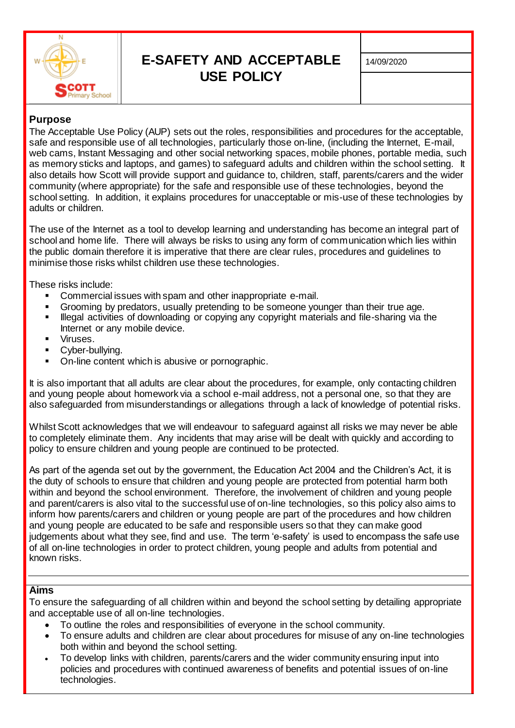# E-SAFETY AND ACCEPTABLE USE POLICY

14/09/2020

## Purpose

The Acceptable Use Policy (AUP) sets out the roles, responsibilities and procedures for the acceptable, safe and responsible use of all technologies, particularly those on-line, (including the Internet, E-mail, web cams, Instant Messaging and other social networking spaces, mobile phones, portable media, such as memory sticks and laptops, and games) to safeguard adults and children within the school setting. It also details how Scott will provide support and guidance to, children, staff, parents/carers and the wider community (where appropriate) for the safe and responsible use of these technologies, beyond the school setting. In addition, it explains procedures for unacceptable or mis-use of these technologies by adults or children.

The use of the Internet as a tool to develop learning and understanding has become an integral part of school and home life. There will always be risks to using any form of communication which lies within the public domain therefore it is imperative that there are clear rules, procedures and guidelines to minimise those risks whilst children use these technologies.

These risks include:

- Commercial issues with spam and other inappropriate e-mail.
- Grooming by predators, usually pretending to be someone younger than their true age.
- Illegal activities of downloading or copying any copyright materials and file-sharing via the Internet or any mobile device.
- Viruses.
- Cyber-bullying.
- On-line content which is abusive or pornographic.

It is also important that all adults are clear about the procedures, for example, only contacting children and young people about homework via a school e-mail address, not a personal one, so that they are also safeguarded from misunderstandings or allegations through a lack of knowledge of potential risks.

Whilst Scott acknowledges that we will endeavour to safeguard against all risks we may never be able to completely eliminate them. Any incidents that may arise will be dealt with quickly and according to policy to ensure children and young people are continued to be protected.

As part of the agenda set out by the government, the Education Act 2004 and the Children's Act, it is the duty of schools to ensure that children and young people are protected from potential harm both within and beyond the school environment. Therefore, the involvement of children and young people and parent/carers is also vital to the successful use of on-line technologies, so this policy also aims to inform how parents/carers and children or young people are part of the procedures and how children and young people are educated to be safe and responsible users so that they can make good judgements about what they see, find and use. The term 'e-safety' is used to encompass the safe use of all on-line technologies in order to protect children, young people and adults from potential and known risks.

## Aims

To ensure the safeguarding of all children within and beyond the school setting by detailing appropriate and acceptable use of all on-line technologies.

- To outline the roles and responsibilities of everyone in the school community.
- To ensure adults and children are clear about procedures for misuse of any on-line technologies both within and beyond the school setting.
- To develop links with children, parents/carers and the wider community ensuring input into policies and procedures with continued awareness of benefits and potential issues of on-line technologies.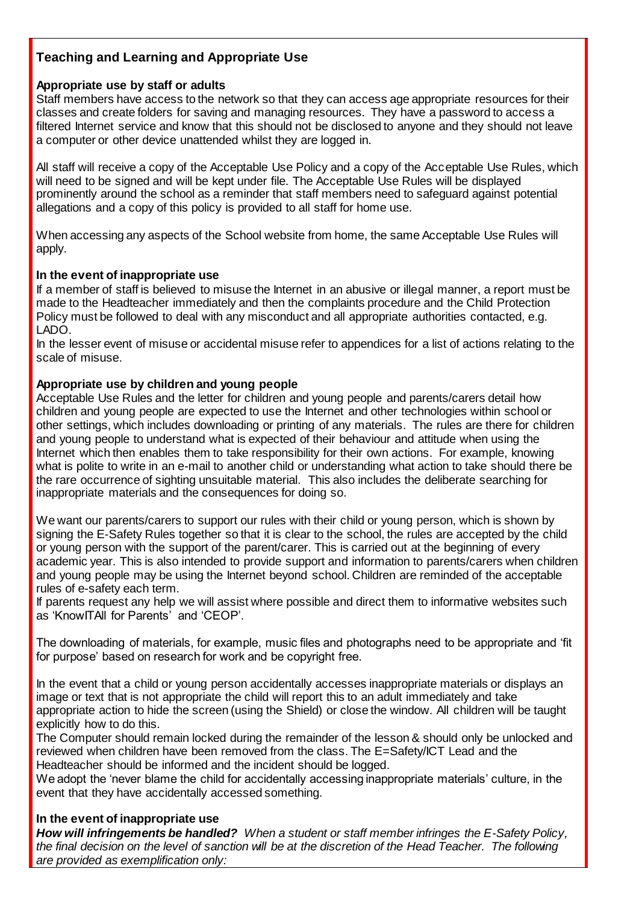## Teaching and Learning and Appropriate Use

### Appropriate use by staff or adults

Staff members have access to the network so that they can access age appropriate resources for their classes and create folders for saving and managing resources. They have a password to access a filtered Internet service and know that this should not be disclosed to anyone and they should not leave a computer or other device unattended whilst they are logged in.

All staff will receive a copy of the Acceptable Use Policy and a copy of the Acceptable Use Rules, which will need to be signed and will be kept under file. The Acceptable Use Rules will be displayed prominently around the school as a reminder that staff members need to safeguard against potential allegations and a copy of this policy is provided to all staff for home use.

When accessing any aspects of the School website from home, the same Acceptable Use Rules will apply.

### In the event of inappropriate use

If a member of staff is believed to misuse the Internet in an abusive or illegal manner, a report must be made to the Headteacher immediately and then the complaints procedure and the Child Protection Policy must be followed to deal with any misconduct and all appropriate authorities contacted, e.g. LADO.

In the lesser event of misuse or accidental misuse refer to appendices for a list of actions relating to the scale of misuse.

### Appropriate use by children and young people

Acceptable Use Rules and the letter for children and young people and parents/carers detail how children and young people are expected to use the Internet and other technologies within school or other settings, which includes downloading or printing of any materials. The rules are there for children and young people to understand what is expected of their behaviour and attitude when using the Internet which then enables them to take responsibility for their own actions. For example, knowing what is polite to write in an e-mail to another child or understanding what action to take should there be the rare occurrence of sighting unsuitable material. This also includes the deliberate searching for inappropriate materials and the consequences for doing so.

We want our parents/carers to support our rules with their child or young person, which is shown by signing the E-Safety Rules together so that it is clear to the school, the rules are accepted by the child or young person with the support of the parent/carer. This is carried out at the beginning of every academic year. This is also intended to provide support and information to parents/carers when children and young people may be using the Internet beyond school. Children are reminded of the acceptable rules of e-safety each term.

If parents request any help we will assist where possible and direct them to informative websites such as 'KnowITAll for Parents' and 'CEOP'.

The downloading of materials, for example, music files and photographs need to be appropriate and 'fit for purpose' based on research for work and be copyright free.

In the event that a child or young person accidentally accesses inappropriate materials or displays an image or text that is not appropriate the child will report this to an adult immediately and take appropriate action to hide the screen (using the Shield) or close the window. All children will be taught explicitly how to do this.

The Computer should remain locked during the remainder of the lesson & should only be unlocked and reviewed when children have been removed from the class. The E=Safety/ICT Lead and the Headteacher should be informed and the incident should be logged.

We adopt the 'never blame the child for accidentally accessing inappropriate materials' culture, in the event that they have accidentally accessed something.

### In the event of inappropriate use

***How will infringements be handled?*** *When a student or staff member infringes the E-Safety Policy, the final decision on the level of sanction will be at the discretion of the Head Teacher. The following are provided as exemplification only:*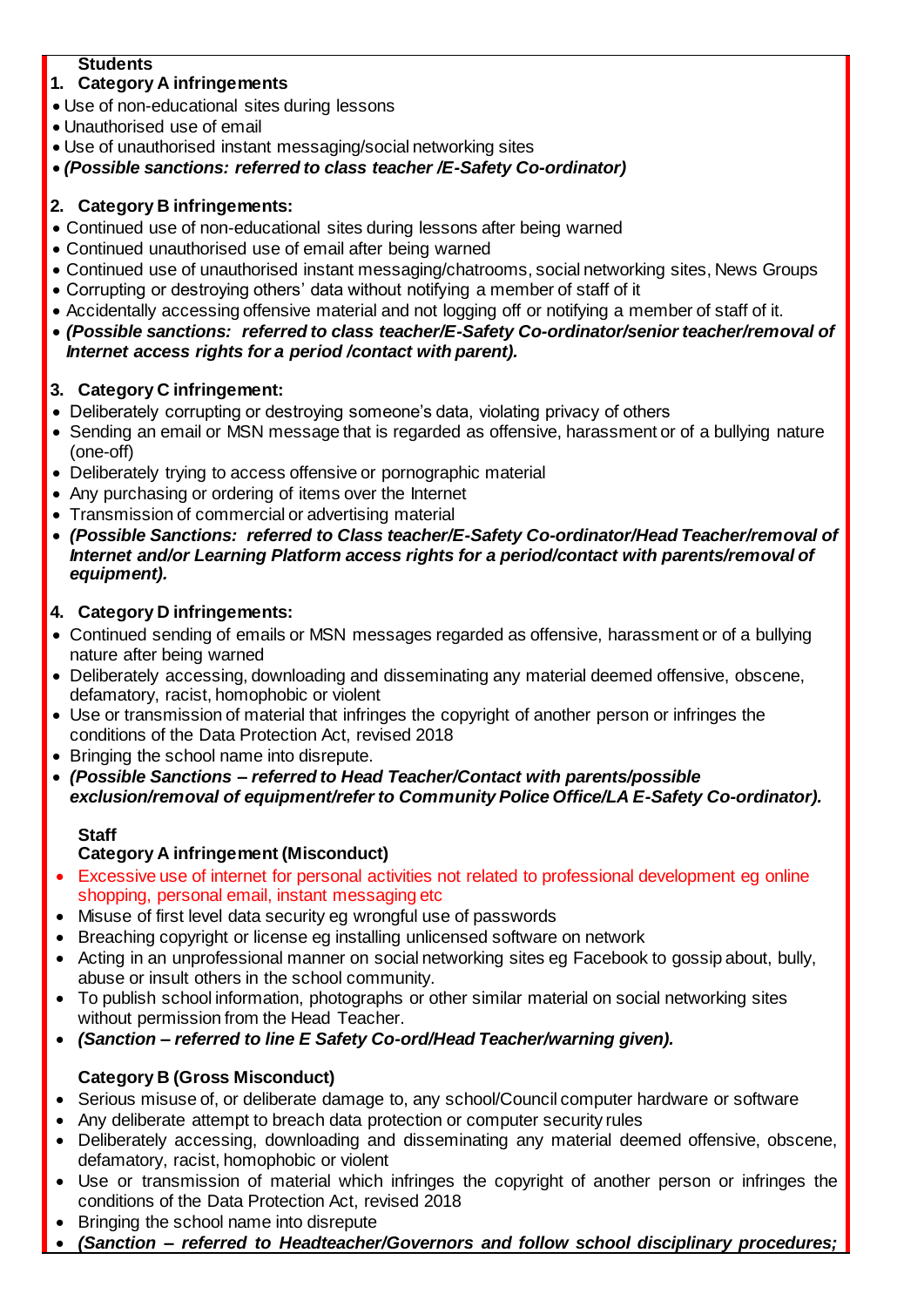**Students**

1. **Category A infringements**

- Use of non-educational sites during lessons
- Unauthorised use of email
- Use of unauthorised instant messaging/social networking sites
- ***(Possible sanctions: referred to class teacher /E-Safety Co-ordinator)***

2. **Category B infringements:**

- Continued use of non-educational sites during lessons after being warned
- Continued unauthorised use of email after being warned
- Continued use of unauthorised instant messaging/chatrooms, social networking sites, News Groups
- Corrupting or destroying others' data without notifying a member of staff of it
- Accidentally accessing offensive material and not logging off or notifying a member of staff of it.
- ***(Possible sanctions: referred to class teacher/E-Safety Co-ordinator/senior teacher/removal of Internet access rights for a period /contact with parent).***

3. **Category C infringement:**

- Deliberately corrupting or destroying someone's data, violating privacy of others
- Sending an email or MSN message that is regarded as offensive, harassment or of a bullying nature (one-off)
- Deliberately trying to access offensive or pornographic material
- Any purchasing or ordering of items over the Internet
- Transmission of commercial or advertising material
- ***(Possible Sanctions: referred to Class teacher/E-Safety Co-ordinator/Head Teacher/removal of Internet and/or Learning Platform access rights for a period/contact with parents/removal of equipment).***

4. **Category D infringements:**

- Continued sending of emails or MSN messages regarded as offensive, harassment or of a bullying nature after being warned
- Deliberately accessing, downloading and disseminating any material deemed offensive, obscene, defamatory, racist, homophobic or violent
- Use or transmission of material that infringes the copyright of another person or infringes the conditions of the Data Protection Act, revised 2018
- Bringing the school name into disrepute.
- ***(Possible Sanctions – referred to Head Teacher/Contact with parents/possible exclusion/removal of equipment/refer to Community Police Office/LA E-Safety Co-ordinator).***

**Staff**

**Category A infringement (Misconduct)**

- Excessive use of internet for personal activities not related to professional development eg online shopping, personal email, instant messaging etc
- Misuse of first level data security eg wrongful use of passwords
- Breaching copyright or license eg installing unlicensed software on network
- Acting in an unprofessional manner on social networking sites eg Facebook to gossip about, bully, abuse or insult others in the school community.
- To publish school information, photographs or other similar material on social networking sites without permission from the Head Teacher.
- ***(Sanction – referred to line E Safety Co-ord/Head Teacher/warning given).***

**Category B (Gross Misconduct)**

- Serious misuse of, or deliberate damage to, any school/Council computer hardware or software
- Any deliberate attempt to breach data protection or computer security rules
- Deliberately accessing, downloading and disseminating any material deemed offensive, obscene, defamatory, racist, homophobic or violent
- Use or transmission of material which infringes the copyright of another person or infringes the conditions of the Data Protection Act, revised 2018
- Bringing the school name into disrepute
- ***(Sanction – referred to Headteacher/Governors and follow school disciplinary procedures;***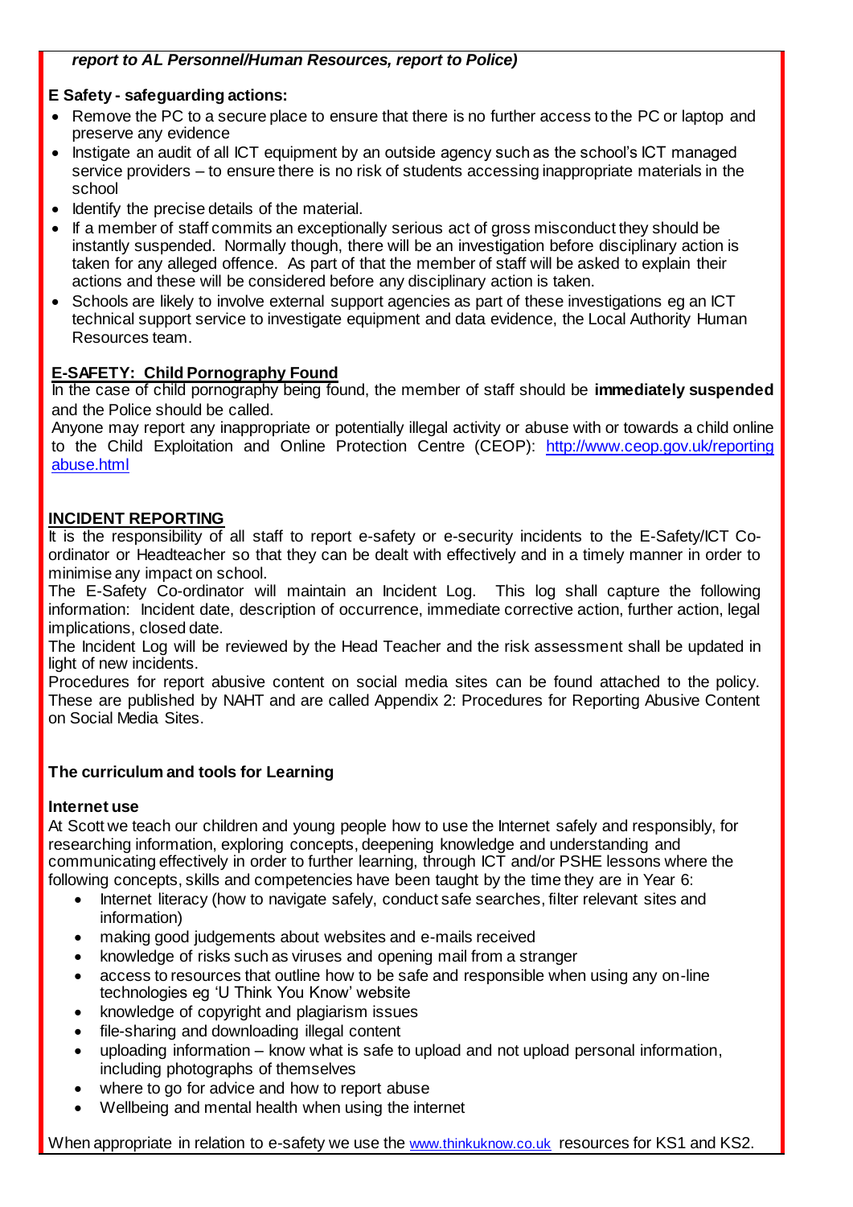***report to AL Personnel/Human Resources, report to Police)***

**E Safety - safeguarding actions:**

- Remove the PC to a secure place to ensure that there is no further access to the PC or laptop and preserve any evidence
- Instigate an audit of all ICT equipment by an outside agency such as the school's ICT managed service providers – to ensure there is no risk of students accessing inappropriate materials in the school
- Identify the precise details of the material.
- If a member of staff commits an exceptionally serious act of gross misconduct they should be instantly suspended. Normally though, there will be an investigation before disciplinary action is taken for any alleged offence. As part of that the member of staff will be asked to explain their actions and these will be considered before any disciplinary action is taken.
- Schools are likely to involve external support agencies as part of these investigations eg an ICT technical support service to investigate equipment and data evidence, the Local Authority Human Resources team.

**E-SAFETY: Child Pornography Found**

In the case of child pornography being found, the member of staff should be **immediately suspended** and the Police should be called.

Anyone may report any inappropriate or potentially illegal activity or abuse with or towards a child online to the Child Exploitation and Online Protection Centre (CEOP): http://www.ceop.gov.uk/reporting abuse.html

**INCIDENT REPORTING**

It is the responsibility of all staff to report e-safety or e-security incidents to the E-Safety/ICT Co-ordinator or Headteacher so that they can be dealt with effectively and in a timely manner in order to minimise any impact on school.

The E-Safety Co-ordinator will maintain an Incident Log. This log shall capture the following information: Incident date, description of occurrence, immediate corrective action, further action, legal implications, closed date.

The Incident Log will be reviewed by the Head Teacher and the risk assessment shall be updated in light of new incidents.

Procedures for report abusive content on social media sites can be found attached to the policy. These are published by NAHT and are called Appendix 2: Procedures for Reporting Abusive Content on Social Media Sites.

**The curriculum and tools for Learning**

**Internet use**

At Scott we teach our children and young people how to use the Internet safely and responsibly, for researching information, exploring concepts, deepening knowledge and understanding and communicating effectively in order to further learning, through ICT and/or PSHE lessons where the following concepts, skills and competencies have been taught by the time they are in Year 6:

- Internet literacy (how to navigate safely, conduct safe searches, filter relevant sites and information)
- making good judgements about websites and e-mails received
- knowledge of risks such as viruses and opening mail from a stranger
- access to resources that outline how to be safe and responsible when using any on-line technologies eg 'U Think You Know' website
- knowledge of copyright and plagiarism issues
- file-sharing and downloading illegal content
- uploading information – know what is safe to upload and not upload personal information, including photographs of themselves
- where to go for advice and how to report abuse
- Wellbeing and mental health when using the internet

When appropriate in relation to e-safety we use the www.thinkuknow.co.uk resources for KS1 and KS2.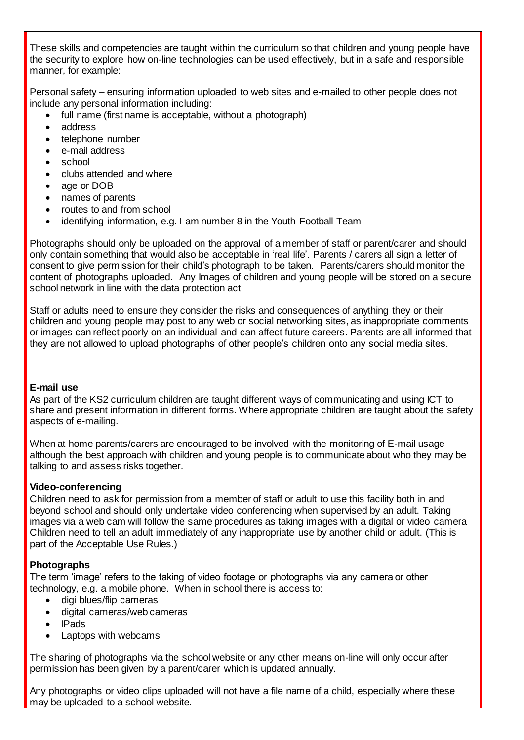These skills and competencies are taught within the curriculum so that children and young people have the security to explore how on-line technologies can be used effectively, but in a safe and responsible manner, for example:

Personal safety – ensuring information uploaded to web sites and e-mailed to other people does not include any personal information including:

- full name (first name is acceptable, without a photograph)
- address
- telephone number
- e-mail address
- school
- clubs attended and where
- age or DOB
- names of parents
- routes to and from school
- identifying information, e.g. I am number 8 in the Youth Football Team

Photographs should only be uploaded on the approval of a member of staff or parent/carer and should only contain something that would also be acceptable in 'real life'. Parents / carers all sign a letter of consent to give permission for their child's photograph to be taken. Parents/carers should monitor the content of photographs uploaded. Any Images of children and young people will be stored on a secure school network in line with the data protection act.

Staff or adults need to ensure they consider the risks and consequences of anything they or their children and young people may post to any web or social networking sites, as inappropriate comments or images can reflect poorly on an individual and can affect future careers. Parents are all informed that they are not allowed to upload photographs of other people's children onto any social media sites.

**E-mail use**

As part of the KS2 curriculum children are taught different ways of communicating and using ICT to share and present information in different forms. Where appropriate children are taught about the safety aspects of e-mailing.

When at home parents/carers are encouraged to be involved with the monitoring of E-mail usage although the best approach with children and young people is to communicate about who they may be talking to and assess risks together.

**Video-conferencing**

Children need to ask for permission from a member of staff or adult to use this facility both in and beyond school and should only undertake video conferencing when supervised by an adult. Taking images via a web cam will follow the same procedures as taking images with a digital or video camera Children need to tell an adult immediately of any inappropriate use by another child or adult. (This is part of the Acceptable Use Rules.)

**Photographs**

The term 'image' refers to the taking of video footage or photographs via any camera or other technology, e.g. a mobile phone. When in school there is access to:

- digi blues/flip cameras
- digital cameras/web cameras
- IPads
- Laptops with webcams

The sharing of photographs via the school website or any other means on-line will only occur after permission has been given by a parent/carer which is updated annually.

Any photographs or video clips uploaded will not have a file name of a child, especially where these may be uploaded to a school website.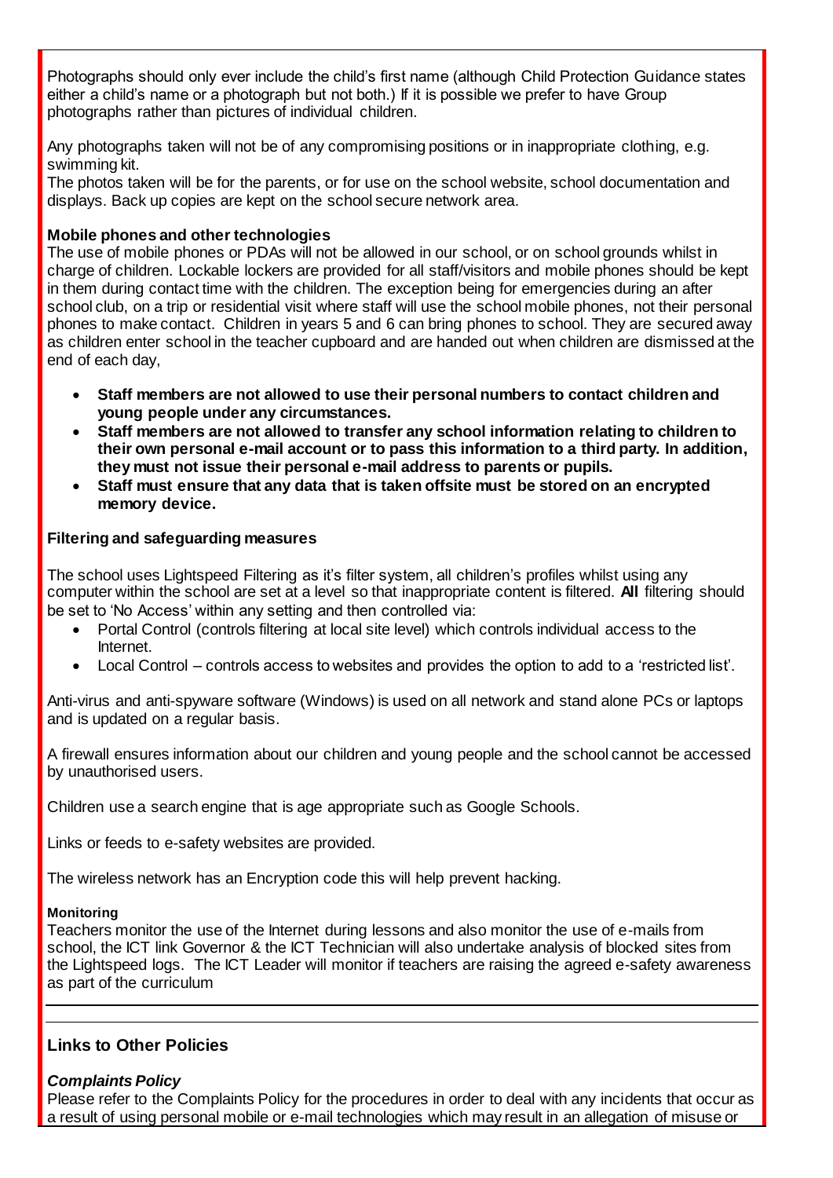Photographs should only ever include the child's first name (although Child Protection Guidance states either a child's name or a photograph but not both.) If it is possible we prefer to have Group photographs rather than pictures of individual children.

Any photographs taken will not be of any compromising positions or in inappropriate clothing, e.g. swimming kit.

The photos taken will be for the parents, or for use on the school website, school documentation and displays. Back up copies are kept on the school secure network area.

**Mobile phones and other technologies**

The use of mobile phones or PDAs will not be allowed in our school, or on school grounds whilst in charge of children. Lockable lockers are provided for all staff/visitors and mobile phones should be kept in them during contact time with the children. The exception being for emergencies during an after school club, on a trip or residential visit where staff will use the school mobile phones, not their personal phones to make contact. Children in years 5 and 6 can bring phones to school. They are secured away as children enter school in the teacher cupboard and are handed out when children are dismissed at the end of each day,

- **Staff members are not allowed to use their personal numbers to contact children and young people under any circumstances.**
- **Staff members are not allowed to transfer any school information relating to children to their own personal e-mail account or to pass this information to a third party. In addition, they must not issue their personal e-mail address to parents or pupils.**
- **Staff must ensure that any data that is taken offsite must be stored on an encrypted memory device.**

**Filtering and safeguarding measures**

The school uses Lightspeed Filtering as it's filter system, all children's profiles whilst using any computer within the school are set at a level so that inappropriate content is filtered. **All** filtering should be set to 'No Access' within any setting and then controlled via:

- Portal Control (controls filtering at local site level) which controls individual access to the Internet.
- Local Control – controls access to websites and provides the option to add to a 'restricted list'.

Anti-virus and anti-spyware software (Windows) is used on all network and stand alone PCs or laptops and is updated on a regular basis.

A firewall ensures information about our children and young people and the school cannot be accessed by unauthorised users.

Children use a search engine that is age appropriate such as Google Schools.

Links or feeds to e-safety websites are provided.

The wireless network has an Encryption code this will help prevent hacking.

**Monitoring**

Teachers monitor the use of the Internet during lessons and also monitor the use of e-mails from school, the ICT link Governor & the ICT Technician will also undertake analysis of blocked sites from the Lightspeed logs. The ICT Leader will monitor if teachers are raising the agreed e-safety awareness as part of the curriculum

## Links to Other Policies

***Complaints Policy***

Please refer to the Complaints Policy for the procedures in order to deal with any incidents that occur as a result of using personal mobile or e-mail technologies which may result in an allegation of misuse or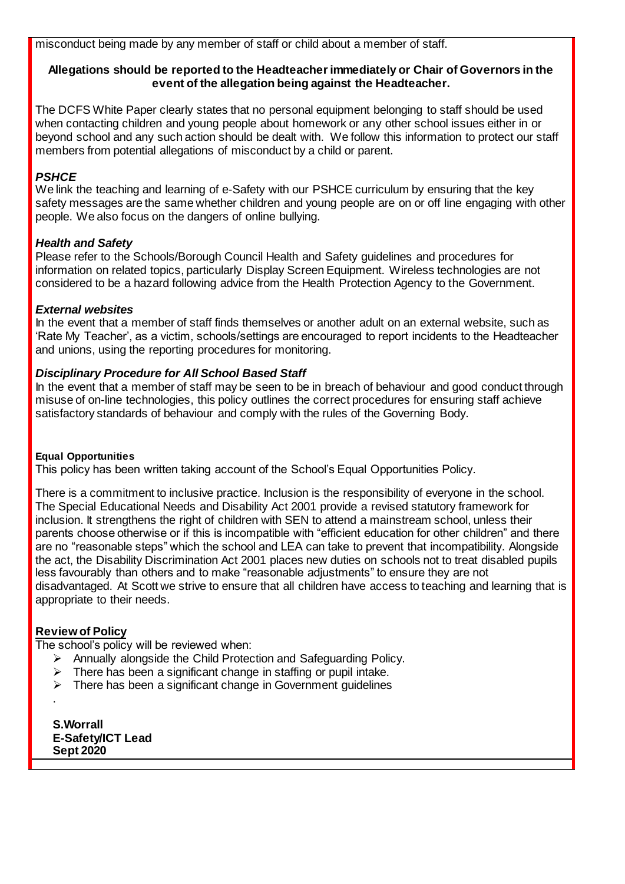misconduct being made by any member of staff or child about a member of staff.

**Allegations should be reported to the Headteacher immediately or Chair of Governors in the event of the allegation being against the Headteacher.**

The DCFS White Paper clearly states that no personal equipment belonging to staff should be used when contacting children and young people about homework or any other school issues either in or beyond school and any such action should be dealt with. We follow this information to protect our staff members from potential allegations of misconduct by a child or parent.

### *PSHCE*

We link the teaching and learning of e-Safety with our PSHCE curriculum by ensuring that the key safety messages are the same whether children and young people are on or off line engaging with other people. We also focus on the dangers of online bullying.

### *Health and Safety*

Please refer to the Schools/Borough Council Health and Safety guidelines and procedures for information on related topics, particularly Display Screen Equipment. Wireless technologies are not considered to be a hazard following advice from the Health Protection Agency to the Government.

### *External websites*

In the event that a member of staff finds themselves or another adult on an external website, such as 'Rate My Teacher', as a victim, schools/settings are encouraged to report incidents to the Headteacher and unions, using the reporting procedures for monitoring.

### *Disciplinary Procedure for All School Based Staff*

In the event that a member of staff may be seen to be in breach of behaviour and good conduct through misuse of on-line technologies, this policy outlines the correct procedures for ensuring staff achieve satisfactory standards of behaviour and comply with the rules of the Governing Body.

#### **Equal Opportunities**

This policy has been written taking account of the School's Equal Opportunities Policy.

There is a commitment to inclusive practice. Inclusion is the responsibility of everyone in the school. The Special Educational Needs and Disability Act 2001 provide a revised statutory framework for inclusion. It strengthens the right of children with SEN to attend a mainstream school, unless their parents choose otherwise or if this is incompatible with "efficient education for other children" and there are no "reasonable steps" which the school and LEA can take to prevent that incompatibility. Alongside the act, the Disability Discrimination Act 2001 places new duties on schools not to treat disabled pupils less favourably than others and to make "reasonable adjustments" to ensure they are not disadvantaged. At Scott we strive to ensure that all children have access to teaching and learning that is appropriate to their needs.

## **Review of Policy**

The school's policy will be reviewed when:

- Annually alongside the Child Protection and Safeguarding Policy.
- There has been a significant change in staffing or pupil intake.
- There has been a significant change in Government guidelines

.

**S.Worrall**
**E-Safety/ICT Lead**
**Sept 2020**